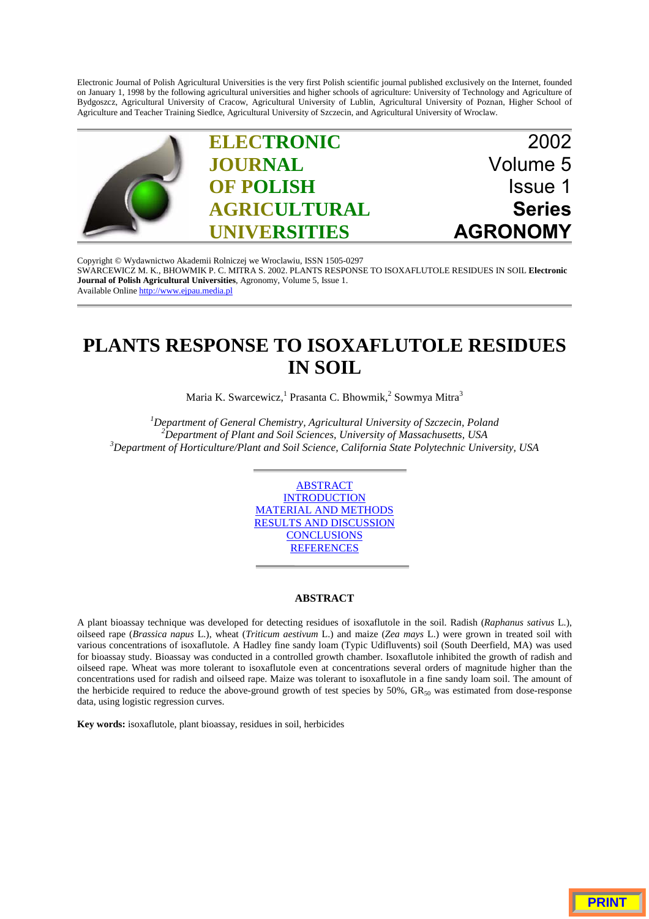Electronic Journal of Polish Agricultural Universities is the very first Polish scientific journal published exclusively on the Internet, founded on January 1, 1998 by the following agricultural universities and higher schools of agriculture: University of Technology and Agriculture of Bydgoszcz, Agricultural University of Cracow, Agricultural University of Lublin, Agricultural University of Poznan, Higher School of Agriculture and Teacher Training Siedlce, Agricultural University of Szczecin, and Agricultural University of Wroclaw.

**ELECTRONIC JOURNAL OF POLISH AGRICULTURAL UNIVERSITIES**

2002
Volume 5
Issue 1
**Series AGRONOMY**

Copyright © Wydawnictwo Akademii Rolniczej we Wroclawiu, ISSN 1505-0297
SWARCEWICZ M. K., BHOWMIK P. C. MITRA S. 2002. PLANTS RESPONSE TO ISOXAFLUTOLE RESIDUES IN SOIL **Electronic Journal of Polish Agricultural Universities**, Agronomy, Volume 5, Issue 1.
Available Online http://www.ejpau.media.pl

# PLANTS RESPONSE TO ISOXAFLUTOLE RESIDUES IN SOIL

Maria K. Swarcewicz,[1] Prasanta C. Bhowmik,[2] Sowmya Mitra[3]

*[1]Department of General Chemistry, Agricultural University of Szczecin, Poland*
*[2]Department of Plant and Soil Sciences, University of Massachusetts, USA*
*[3]Department of Horticulture/Plant and Soil Science, California State Polytechnic University, USA*

ABSTRACT
INTRODUCTION
MATERIAL AND METHODS
RESULTS AND DISCUSSION
CONCLUSIONS
REFERENCES

## ABSTRACT

A plant bioassay technique was developed for detecting residues of isoxaflutole in the soil. Radish (*Raphanus sativus* L.), oilseed rape (*Brassica napus* L.), wheat (*Triticum aestivum* L.) and maize (*Zea mays* L.) were grown in treated soil with various concentrations of isoxaflutole. A Hadley fine sandy loam (Typic Udifluvents) soil (South Deerfield, MA) was used for bioassay study. Bioassay was conducted in a controlled growth chamber. Isoxaflutole inhibited the growth of radish and oilseed rape. Wheat was more tolerant to isoxaflutole even at concentrations several orders of magnitude higher than the concentrations used for radish and oilseed rape. Maize was tolerant to isoxaflutole in a fine sandy loam soil. The amount of the herbicide required to reduce the above-ground growth of test species by 50%, $GR_{50}$ was estimated from dose-response data, using logistic regression curves.

**Key words:** isoxaflutole, plant bioassay, residues in soil, herbicides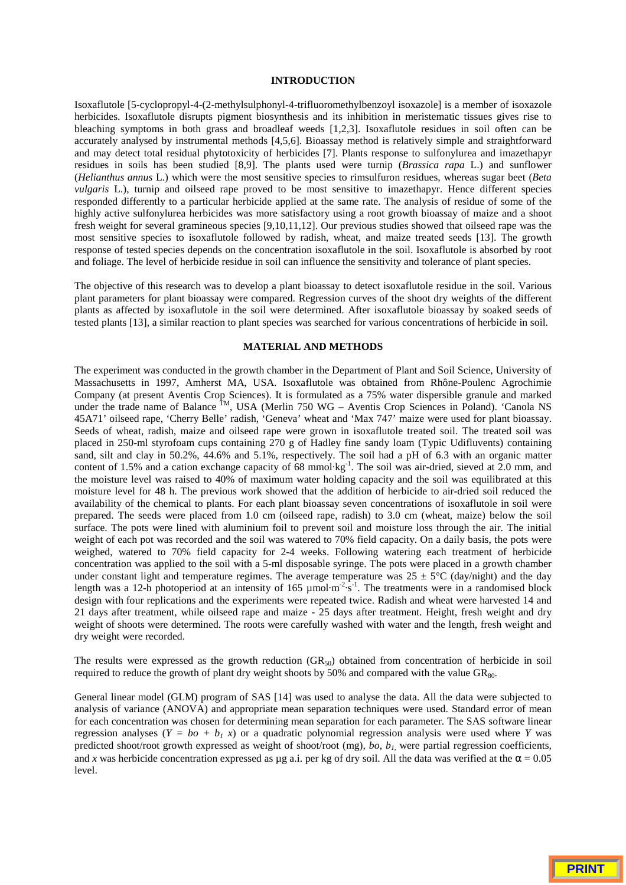## INTRODUCTION

Isoxaflutole [5-cyclopropyl-4-(2-methylsulphonyl-4-trifluoromethylbenzoyl isoxazole] is a member of isoxazole herbicides. Isoxaflutole disrupts pigment biosynthesis and its inhibition in meristematic tissues gives rise to bleaching symptoms in both grass and broadleaf weeds [1,2,3]. Isoxaflutole residues in soil often can be accurately analysed by instrumental methods [4,5,6]. Bioassay method is relatively simple and straightforward and may detect total residual phytotoxicity of herbicides [7]. Plants response to sulfonylurea and imazethapyr residues in soils has been studied [8,9]. The plants used were turnip (*Brassica rapa* L.) and sunflower (*Helianthus annus* L.) which were the most sensitive species to rimsulfuron residues, whereas sugar beet (*Beta vulgaris* L.), turnip and oilseed rape proved to be most sensitive to imazethapyr. Hence different species responded differently to a particular herbicide applied at the same rate. The analysis of residue of some of the highly active sulfonylurea herbicides was more satisfactory using a root growth bioassay of maize and a shoot fresh weight for several gramineous species [9,10,11,12]. Our previous studies showed that oilseed rape was the most sensitive species to isoxaflutole followed by radish, wheat, and maize treated seeds [13]. The growth response of tested species depends on the concentration isoxaflutole in the soil. Isoxaflutole is absorbed by root and foliage. The level of herbicide residue in soil can influence the sensitivity and tolerance of plant species.

The objective of this research was to develop a plant bioassay to detect isoxaflutole residue in the soil. Various plant parameters for plant bioassay were compared. Regression curves of the shoot dry weights of the different plants as affected by isoxaflutole in the soil were determined. After isoxaflutole bioassay by soaked seeds of tested plants [13], a similar reaction to plant species was searched for various concentrations of herbicide in soil.

## MATERIAL AND METHODS

The experiment was conducted in the growth chamber in the Department of Plant and Soil Science, University of Massachusetts in 1997, Amherst MA, USA. Isoxaflutole was obtained from Rhône-Poulenc Agrochimie Company (at present Aventis Crop Sciences). It is formulated as a 75% water dispersible granule and marked under the trade name of Balance TM, USA (Merlin 750 WG – Aventis Crop Sciences in Poland). 'Canola NS 45A71' oilseed rape, 'Cherry Belle' radish, 'Geneva' wheat and 'Max 747' maize were used for plant bioassay. Seeds of wheat, radish, maize and oilseed rape were grown in isoxaflutole treated soil. The treated soil was placed in 250-ml styrofoam cups containing 270 g of Hadley fine sandy loam (Typic Udifluvents) containing sand, silt and clay in 50.2%, 44.6% and 5.1%, respectively. The soil had a pH of 6.3 with an organic matter content of 1.5% and a cation exchange capacity of 68 $mmol \cdot kg^{-1}$. The soil was air-dried, sieved at 2.0 mm, and the moisture level was raised to 40% of maximum water holding capacity and the soil was equilibrated at this moisture level for 48 h. The previous work showed that the addition of herbicide to air-dried soil reduced the availability of the chemical to plants. For each plant bioassay seven concentrations of isoxaflutole in soil were prepared. The seeds were placed from 1.0 cm (oilseed rape, radish) to 3.0 cm (wheat, maize) below the soil surface. The pots were lined with aluminium foil to prevent soil and moisture loss through the liner. The initial weight of each pot was recorded and the soil was watered to 70% field capacity. On a daily basis, the pots were weighed, watered to 70% field capacity for 2-4 weeks. Following watering each treatment of herbicide concentration was applied to the soil with a 5-ml disposable syringe. The pots were placed in a growth chamber under constant light and temperature regimes. The average temperature was 25 ± 5°C (day/night) and the day length was a 12-h photoperiod at an intensity of 165 $\mu mol \cdot m^{-2} \cdot s^{-1}$. The treatments were in a randomised block design with four replications and the experiments were repeated twice. Radish and wheat were harvested 14 and 21 days after treatment, while oilseed rape and maize - 25 days after treatment. Height, fresh weight and dry weight of shoots were determined. The roots were carefully washed with water and the length, fresh weight and dry weight were recorded.

The results were expressed as the growth reduction ($GR_{50}$) obtained from concentration of herbicide in soil required to reduce the growth of plant dry weight shoots by 50% and compared with the value $GR_{80}$.

General linear model (GLM) program of SAS [14] was used to analyse the data. All the data were subjected to analysis of variance (ANOVA) and appropriate mean separation techniques were used. Standard error of mean for each concentration was chosen for determining mean separation for each parameter. The SAS software linear regression analyses ($Y = bo + b_1 x$) or a quadratic polynomial regression analysis were used where $Y$ was predicted shoot/root growth expressed as weight of shoot/root (mg), $bo$, $b_1$, were partial regression coefficients, and $x$ was herbicide concentration expressed as µg a.i. per kg of dry soil. All the data was verified at the $\alpha = 0.05$ level.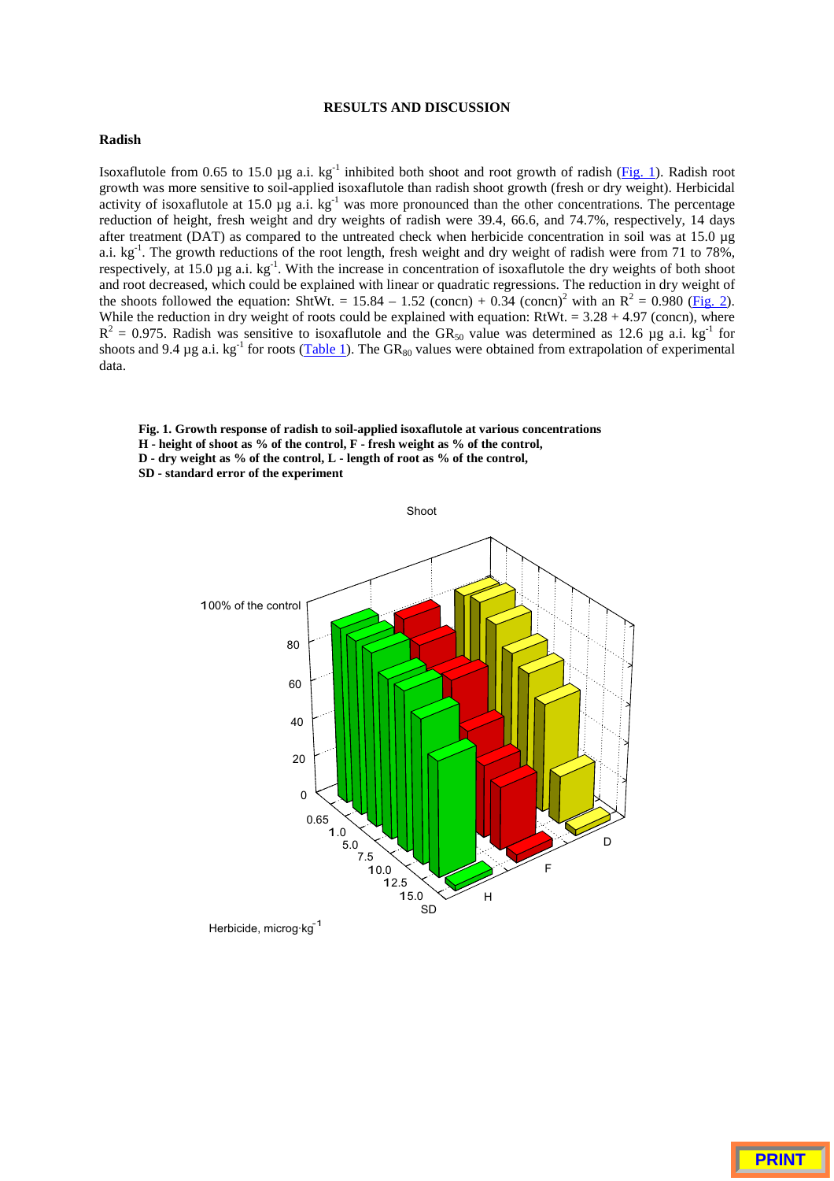## RESULTS AND DISCUSSION

### Radish

Isoxaflutole from 0.65 to 15.0 µg a.i. $kg^{-1}$ inhibited both shoot and root growth of radish (Fig. 1). Radish root growth was more sensitive to soil-applied isoxaflutole than radish shoot growth (fresh or dry weight). Herbicidal activity of isoxaflutole at 15.0 µg a.i. $kg^{-1}$ was more pronounced than the other concentrations. The percentage reduction of height, fresh weight and dry weights of radish were 39.4, 66.6, and 74.7%, respectively, 14 days after treatment (DAT) as compared to the untreated check when herbicide concentration in soil was at 15.0 µg a.i. $kg^{-1}$. The growth reductions of the root length, fresh weight and dry weight of radish were from 71 to 78%, respectively, at 15.0 µg a.i. $kg^{-1}$. With the increase in concentration of isoxaflutole the dry weights of both shoot and root decreased, which could be explained with linear or quadratic regressions. The reduction in dry weight of the shoots followed the equation: ShtWt. = 15.84 – 1.52 (concn) + 0.34 $(concn)^2$ with an $R^2$ = 0.980 (Fig. 2). While the reduction in dry weight of roots could be explained with equation: RtWt. = 3.28 + 4.97 (concn), where $R^2$ = 0.975. Radish was sensitive to isoxaflutole and the $GR_{50}$ value was determined as 12.6 µg a.i. $kg^{-1}$ for shoots and 9.4 µg a.i. $kg^{-1}$ for roots (Table 1). The $GR_{80}$ values were obtained from extrapolation of experimental data.

**Fig. 1. Growth response of radish to soil-applied isoxaflutole at various concentrations**
**H - height of shoot as % of the control, F - fresh weight as % of the control,**
**D - dry weight as % of the control, L - length of root as % of the control,**
**SD - standard error of the experiment**

Shoot

100% of the control
80
60
40
20
0

0.65
1.0
5.0
7.5
10.0
12.5
15.0
SD

H
F
D

Herbicide, microg·$kg^{-1}$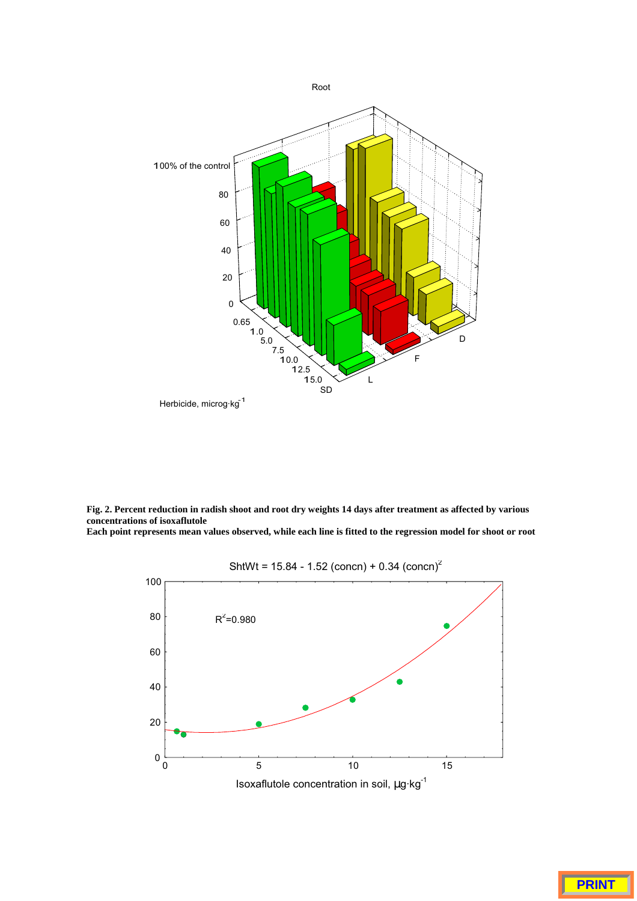Root

100% of the control

80

60

40

20

0

0.65

1.0

5.0

7.5

10.0

12.5

15.0

SD

L

F

D

Herbicide, microg·kg$^{-1}$

**Fig. 2. Percent reduction in radish shoot and root dry weights 14 days after treatment as affected by various concentrations of isoxaflutole**

**Each point represents mean values observed, while each line is fitted to the regression model for shoot or root**

ShtWt = 15.84 - 1.52 (concn) + 0.34 (concn)$^2$

$R^2$=0.980

100

80

60

40

20

0

0

5

10

15

Isoxaflutole concentration in soil, µg·kg$^{-1}$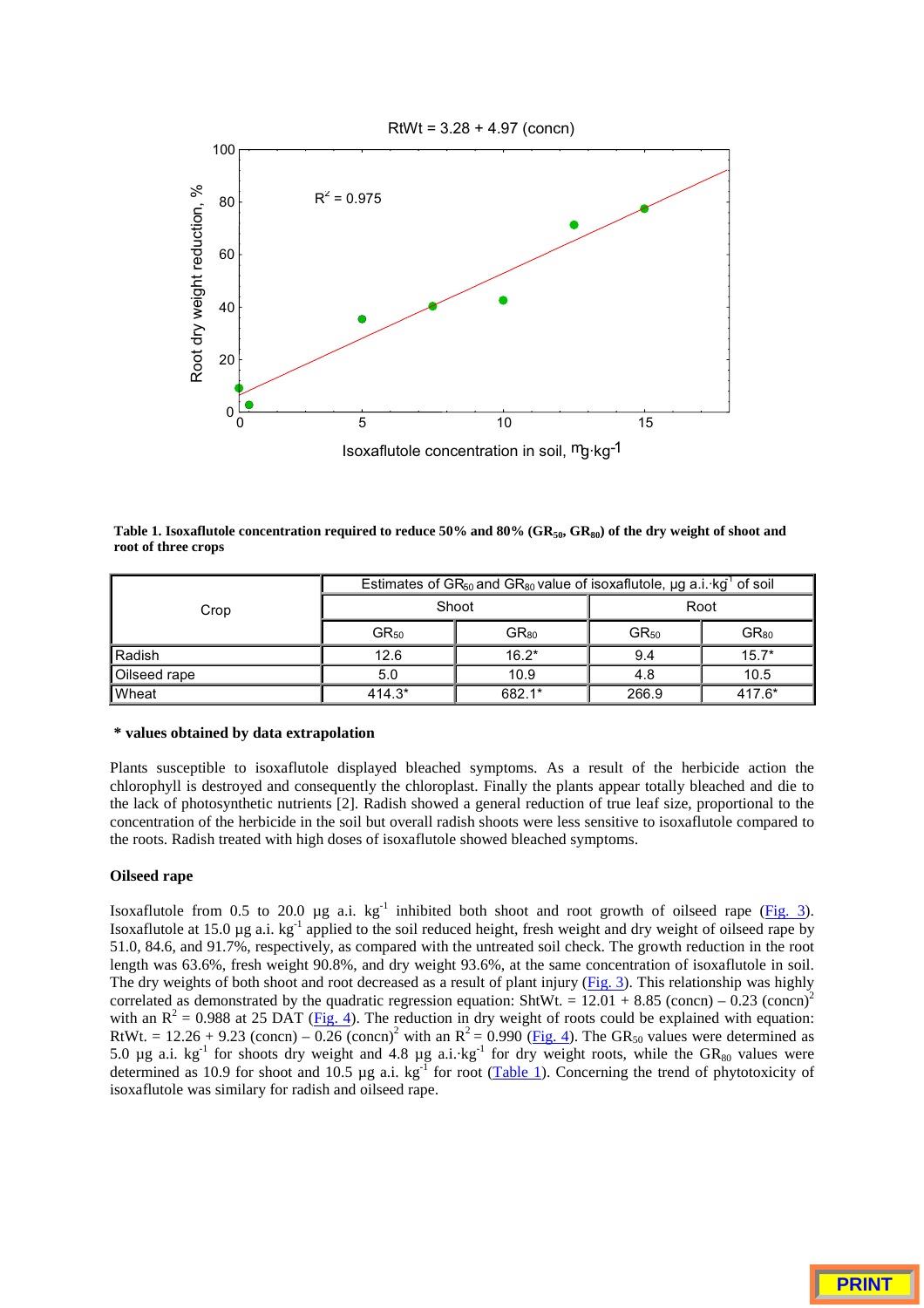RtWt = 3.28 + 4.97 (concn)

**Table 1. Isoxaflutole concentration required to reduce 50% and 80% ($GR_{50}$, $GR_{80}$) of the dry weight of shoot and root of three crops**

| Crop | Estimates of $GR_{50}$ and $GR_{80}$ value of isoxaflutole, µg a.i.·kg$^{-1}$ of soil | | | |
|---|---|---|---|---|
| | Shoot | | Root | |
| | $GR_{50}$ | $GR_{80}$ | $GR_{50}$ | $GR_{80}$ |
| Radish | 12.6 | 16.2* | 9.4 | 15.7* |
| Oilseed rape | 5.0 | 10.9 | 4.8 | 10.5 |
| Wheat | 414.3* | 682.1* | 266.9 | 417.6* |

**\* values obtained by data extrapolation**

Plants susceptible to isoxaflutole displayed bleached symptoms. As a result of the herbicide action the chlorophyll is destroyed and consequently the chloroplast. Finally the plants appear totally bleached and die to the lack of photosynthetic nutrients [2]. Radish showed a general reduction of true leaf size, proportional to the concentration of the herbicide in the soil but overall radish shoots were less sensitive to isoxaflutole compared to the roots. Radish treated with high doses of isoxaflutole showed bleached symptoms.

### Oilseed rape

Isoxaflutole from 0.5 to 20.0 µg a.i. kg$^{-1}$ inhibited both shoot and root growth of oilseed rape (Fig. 3). Isoxaflutole at 15.0 µg a.i. kg$^{-1}$ applied to the soil reduced height, fresh weight and dry weight of oilseed rape by 51.0, 84.6, and 91.7%, respectively, as compared with the untreated soil check. The growth reduction in the root length was 63.6%, fresh weight 90.8%, and dry weight 93.6%, at the same concentration of isoxaflutole in soil. The dry weights of both shoot and root decreased as a result of plant injury (Fig. 3). This relationship was highly correlated as demonstrated by the quadratic regression equation: ShtWt. = 12.01 + 8.85 (concn) – 0.23 (concn)$^2$ with an $R^2$ = 0.988 at 25 DAT (Fig. 4). The reduction in dry weight of roots could be explained with equation: RtWt. = 12.26 + 9.23 (concn) – 0.26 (concn)$^2$ with an $R^2$ = 0.990 (Fig. 4). The $GR_{50}$ values were determined as 5.0 µg a.i. kg$^{-1}$ for shoots dry weight and 4.8 µg a.i.·kg$^{-1}$ for dry weight roots, while the $GR_{80}$ values were determined as 10.9 for shoot and 10.5 µg a.i. kg$^{-1}$ for root (Table 1). Concerning the trend of phytotoxicity of isoxaflutole was similary for radish and oilseed rape.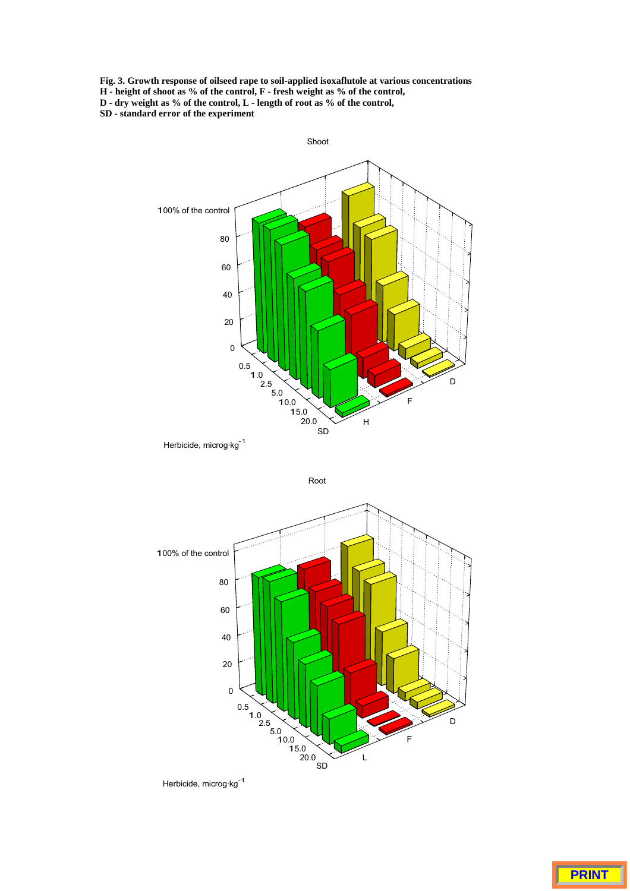**Fig. 3. Growth response of oilseed rape to soil-applied isoxaflutole at various concentrations**
**H - height of shoot as % of the control, F - fresh weight as % of the control,**
**D - dry weight as % of the control, L - length of root as % of the control,**
**SD - standard error of the experiment**

Shoot

100% of the control
80
60
40
20
0
0.5
1.0
2.5
5.0
10.0
15.0
20.0
SD
H
F
D

Herbicide, microg·kg$^{-1}$

Root

100% of the control
80
60
40
20
0
0.5
1.0
2.5
5.0
10.0
15.0
20.0
SD
L
F
D

Herbicide, microg·kg$^{-1}$

PRINT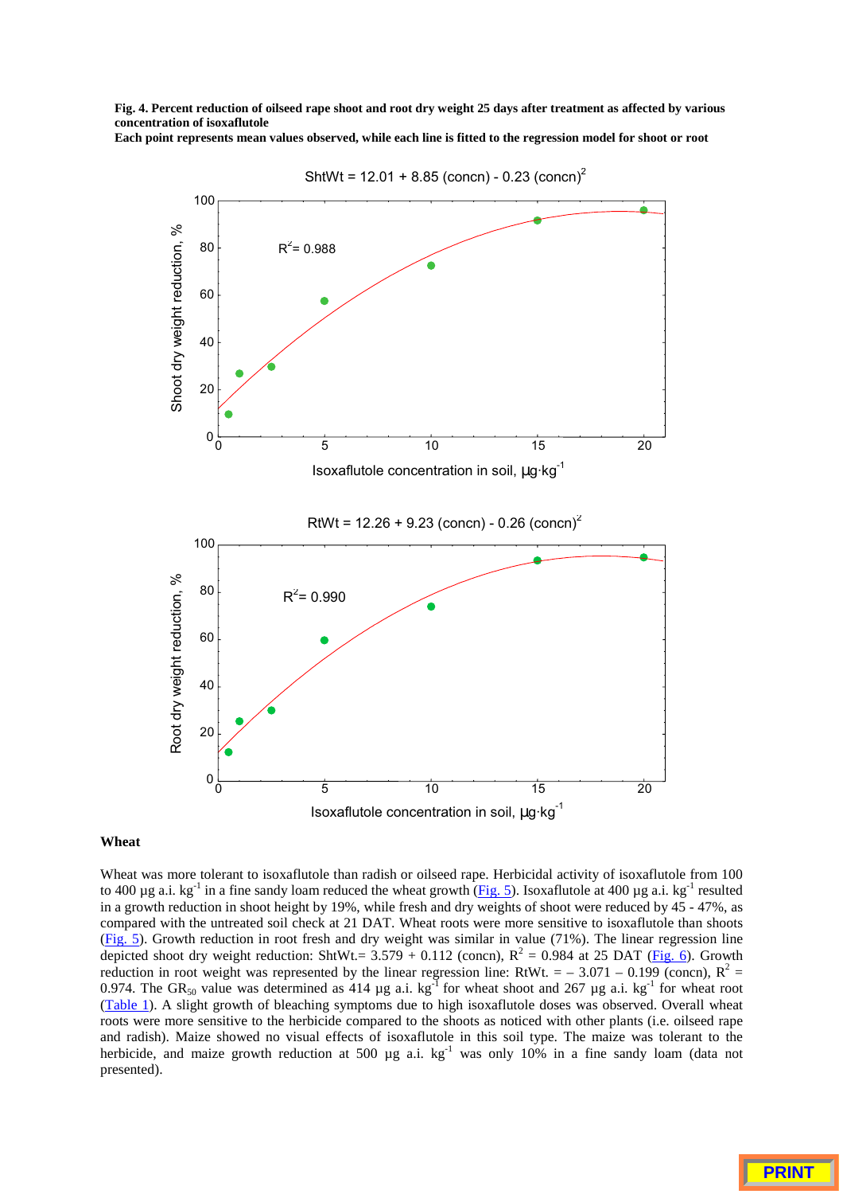**Fig. 4. Percent reduction of oilseed rape shoot and root dry weight 25 days after treatment as affected by various concentration of isoxaflutole**

**Each point represents mean values observed, while each line is fitted to the regression model for shoot or root**

ShtWt = 12.01 + 8.85 (concn) - 0.23 (concn)$^2$

$R^2$= 0.988

Shoot dry weight reduction, %

0
20
40
60
80
100

0
5
10
15
20

Isoxaflutole concentration in soil, µg·kg$^{-1}$

RtWt = 12.26 + 9.23 (concn) - 0.26 (concn)$^2$

$R^2$= 0.990

Root dry weight reduction, %

0
20
40
60
80
100

0
5
10
15
20

Isoxaflutole concentration in soil, µg·kg$^{-1}$

## Wheat

Wheat was more tolerant to isoxaflutole than radish or oilseed rape. Herbicidal activity of isoxaflutole from 100 to 400 µg a.i. kg$^{-1}$ in a fine sandy loam reduced the wheat growth (Fig. 5). Isoxaflutole at 400 µg a.i. kg$^{-1}$ resulted in a growth reduction in shoot height by 19%, while fresh and dry weights of shoot were reduced by 45 - 47%, as compared with the untreated soil check at 21 DAT. Wheat roots were more sensitive to isoxaflutole than shoots (Fig. 5). Growth reduction in root fresh and dry weight was similar in value (71%). The linear regression line depicted shoot dry weight reduction: ShtWt.= 3.579 + 0.112 (concn), $R^2$ = 0.984 at 25 DAT (Fig. 6). Growth reduction in root weight was represented by the linear regression line: RtWt. = – 3.071 – 0.199 (concn), $R^2$ = 0.974. The $GR_{50}$ value was determined as 414 µg a.i. kg$^{-1}$ for wheat shoot and 267 µg a.i. kg$^{-1}$ for wheat root (Table 1). A slight growth of bleaching symptoms due to high isoxaflutole doses was observed. Overall wheat roots were more sensitive to the herbicide compared to the shoots as noticed with other plants (i.e. oilseed rape and radish). Maize showed no visual effects of isoxaflutole in this soil type. The maize was tolerant to the herbicide, and maize growth reduction at 500 µg a.i. kg$^{-1}$ was only 10% in a fine sandy loam (data not presented).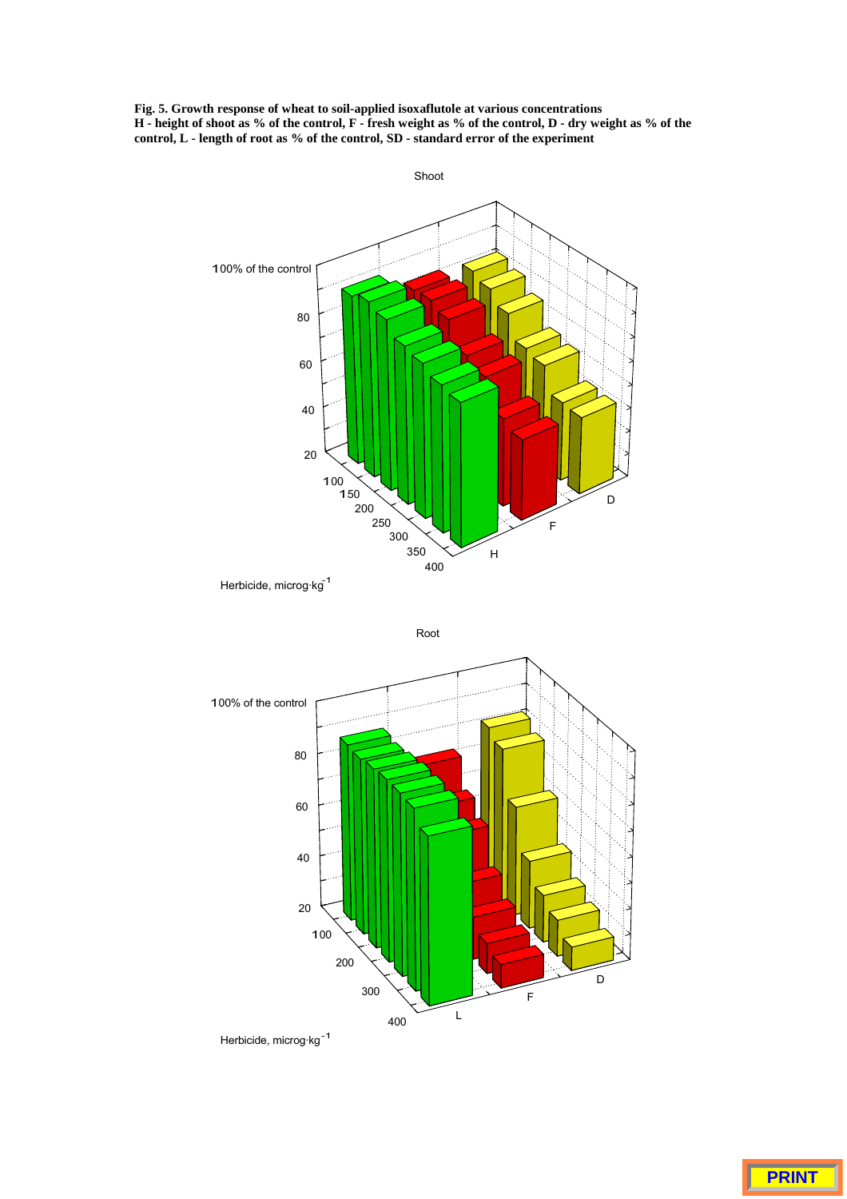**Fig. 5. Growth response of wheat to soil-applied isoxaflutole at various concentrations**
**H - height of shoot as % of the control, F - fresh weight as % of the control, D - dry weight as % of the control, L - length of root as % of the control, SD - standard error of the experiment**

Shoot

100% of the control
80
60
40
20
100
150
200
250
300
350
400
H
F
D

Herbicide, microg·kg$^{-1}$

Root

100% of the control
80
60
40
20
100
200
300
400
L
F
D

Herbicide, microg·kg$^{-1}$

PRINT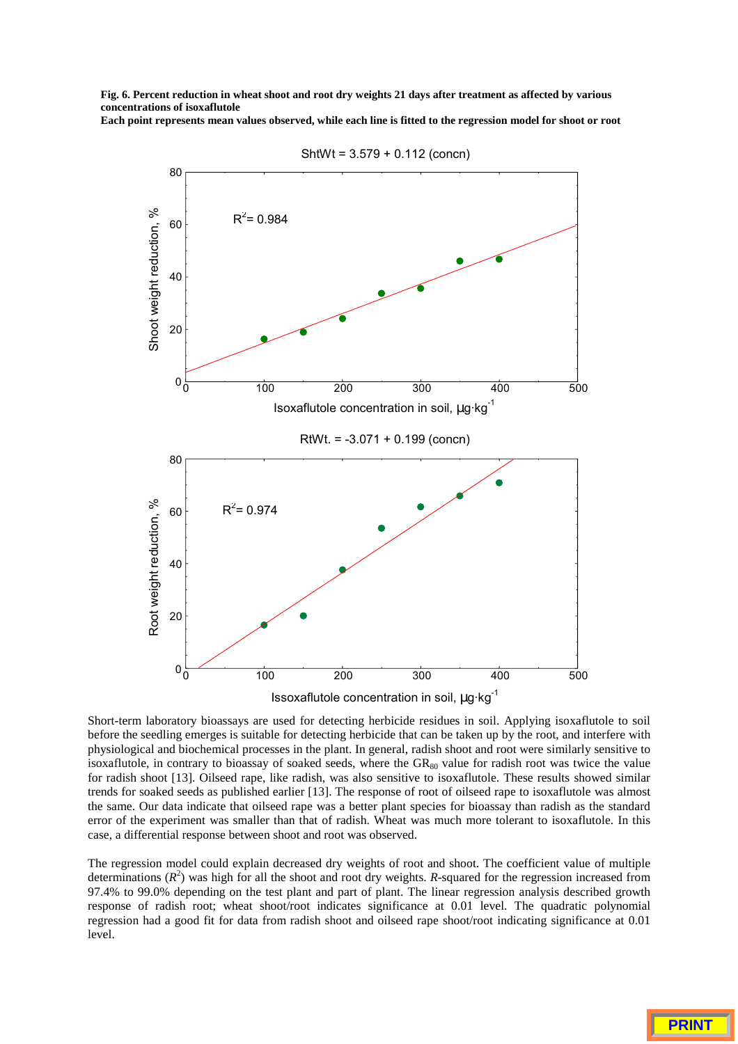**Fig. 6. Percent reduction in wheat shoot and root dry weights 21 days after treatment as affected by various concentrations of isoxaflutole**

**Each point represents mean values observed, while each line is fitted to the regression model for shoot or root**

ShtWt = 3.579 + 0.112 (concn)

$R^2$= 0.984

Shoot weight reduction, %

0
20
40
60
80

0
100
200
300
400
500

Isoxaflutole concentration in soil, µg·kg$^{-1}$

RtWt. = -3.071 + 0.199 (concn)

$R^2$= 0.974

Root weight reduction, %

0
20
40
60
80

0
100
200
300
400
500

Issoxaflutole concentration in soil, µg·kg$^{-1}$

Short-term laboratory bioassays are used for detecting herbicide residues in soil. Applying isoxaflutole to soil before the seedling emerges is suitable for detecting herbicide that can be taken up by the root, and interfere with physiological and biochemical processes in the plant. In general, radish shoot and root were similarly sensitive to isoxaflutole, in contrary to bioassay of soaked seeds, where the $GR_{80}$ value for radish root was twice the value for radish shoot [13]. Oilseed rape, like radish, was also sensitive to isoxaflutole. These results showed similar trends for soaked seeds as published earlier [13]. The response of root of oilseed rape to isoxaflutole was almost the same. Our data indicate that oilseed rape was a better plant species for bioassay than radish as the standard error of the experiment was smaller than that of radish. Wheat was much more tolerant to isoxaflutole. In this case, a differential response between shoot and root was observed.

The regression model could explain decreased dry weights of root and shoot. The coefficient value of multiple determinations ($R^2$) was high for all the shoot and root dry weights. *R*-squared for the regression increased from 97.4% to 99.0% depending on the test plant and part of plant. The linear regression analysis described growth response of radish root; wheat shoot/root indicates significance at 0.01 level. The quadratic polynomial regression had a good fit for data from radish shoot and oilseed rape shoot/root indicating significance at 0.01 level.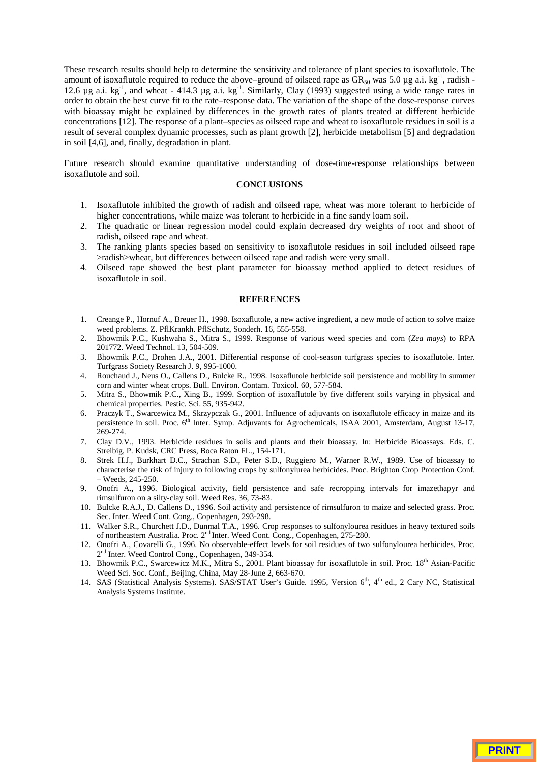These research results should help to determine the sensitivity and tolerance of plant species to isoxaflutole. The amount of isoxaflutole required to reduce the above–ground of oilseed rape as $GR_{50}$ was 5.0 µg a.i. $kg^{-1}$, radish - 12.6 µg a.i. $kg^{-1}$, and wheat - 414.3 µg a.i. $kg^{-1}$. Similarly, Clay (1993) suggested using a wide range rates in order to obtain the best curve fit to the rate–response data. The variation of the shape of the dose-response curves with bioassay might be explained by differences in the growth rates of plants treated at different herbicide concentrations [12]. The response of a plant–species as oilseed rape and wheat to isoxaflutole residues in soil is a result of several complex dynamic processes, such as plant growth [2], herbicide metabolism [5] and degradation in soil [4,6], and, finally, degradation in plant.

Future research should examine quantitative understanding of dose-time-response relationships between isoxaflutole and soil.

## CONCLUSIONS

1. Isoxaflutole inhibited the growth of radish and oilseed rape, wheat was more tolerant to herbicide of higher concentrations, while maize was tolerant to herbicide in a fine sandy loam soil.
2. The quadratic or linear regression model could explain decreased dry weights of root and shoot of radish, oilseed rape and wheat.
3. The ranking plants species based on sensitivity to isoxaflutole residues in soil included oilseed rape >radish>wheat, but differences between oilseed rape and radish were very small.
4. Oilseed rape showed the best plant parameter for bioassay method applied to detect residues of isoxaflutole in soil.

## REFERENCES

1. Creange P., Hornuf A., Breuer H., 1998. Isoxaflutole, a new active ingredient, a new mode of action to solve maize weed problems. Z. PflKrankh. PflSchutz, Sonderh. 16, 555-558.
2. Bhowmik P.C., Kushwaha S., Mitra S., 1999. Response of various weed species and corn (*Zea mays*) to RPA 201772. Weed Technol. 13, 504-509.
3. Bhowmik P.C., Drohen J.A., 2001. Differential response of cool-season turfgrass species to isoxaflutole. Inter. Turfgrass Society Research J. 9, 995-1000.
4. Rouchaud J., Neus O., Callens D., Bulcke R., 1998. Isoxaflutole herbicide soil persistence and mobility in summer corn and winter wheat crops. Bull. Environ. Contam. Toxicol. 60, 577-584.
5. Mitra S., Bhowmik P.C., Xing B., 1999. Sorption of isoxaflutole by five different soils varying in physical and chemical properties. Pestic. Sci. 55, 935-942.
6. Praczyk T., Swarcewicz M., Skrzypczak G., 2001. Influence of adjuvants on isoxaflutole efficacy in maize and its persistence in soil. Proc. 6th Inter. Symp. Adjuvants for Agrochemicals, ISAA 2001, Amsterdam, August 13-17, 269-274.
7. Clay D.V., 1993. Herbicide residues in soils and plants and their bioassay. In: Herbicide Bioassays. Eds. C. Streibig, P. Kudsk, CRC Press, Boca Raton FL., 154-171.
8. Strek H.J., Burkhart D.C., Strachan S.D., Peter S.D., Ruggiero M., Warner R.W., 1989. Use of bioassay to characterise the risk of injury to following crops by sulfonylurea herbicides. Proc. Brighton Crop Protection Conf. – Weeds, 245-250.
9. Onofri A., 1996. Biological activity, field persistence and safe recropping intervals for imazethapyr and rimsulfuron on a silty-clay soil. Weed Res. 36, 73-83.
10. Bulcke R.A.J., D. Callens D., 1996. Soil activity and persistence of rimsulfuron to maize and selected grass. Proc. Sec. Inter. Weed Cont. Cong., Copenhagen, 293-298.
11. Walker S.R., Churchett J.D., Dunmal T.A., 1996. Crop responses to sulfonylourea residues in heavy textured soils of northeastern Australia. Proc. 2nd Inter. Weed Cont. Cong., Copenhagen, 275-280.
12. Onofri A., Covarelli G., 1996. No observable-effect levels for soil residues of two sulfonylourea herbicides. Proc. 2nd Inter. Weed Control Cong., Copenhagen, 349-354.
13. Bhowmik P.C., Swarcewicz M.K., Mitra S., 2001. Plant bioassay for isoxaflutole in soil. Proc. 18th Asian-Pacific Weed Sci. Soc. Conf., Beijing, China, May 28-June 2, 663-670.
14. SAS (Statistical Analysis Systems). SAS/STAT User's Guide. 1995, Version 6th, 4th ed., 2 Cary NC, Statistical Analysis Systems Institute.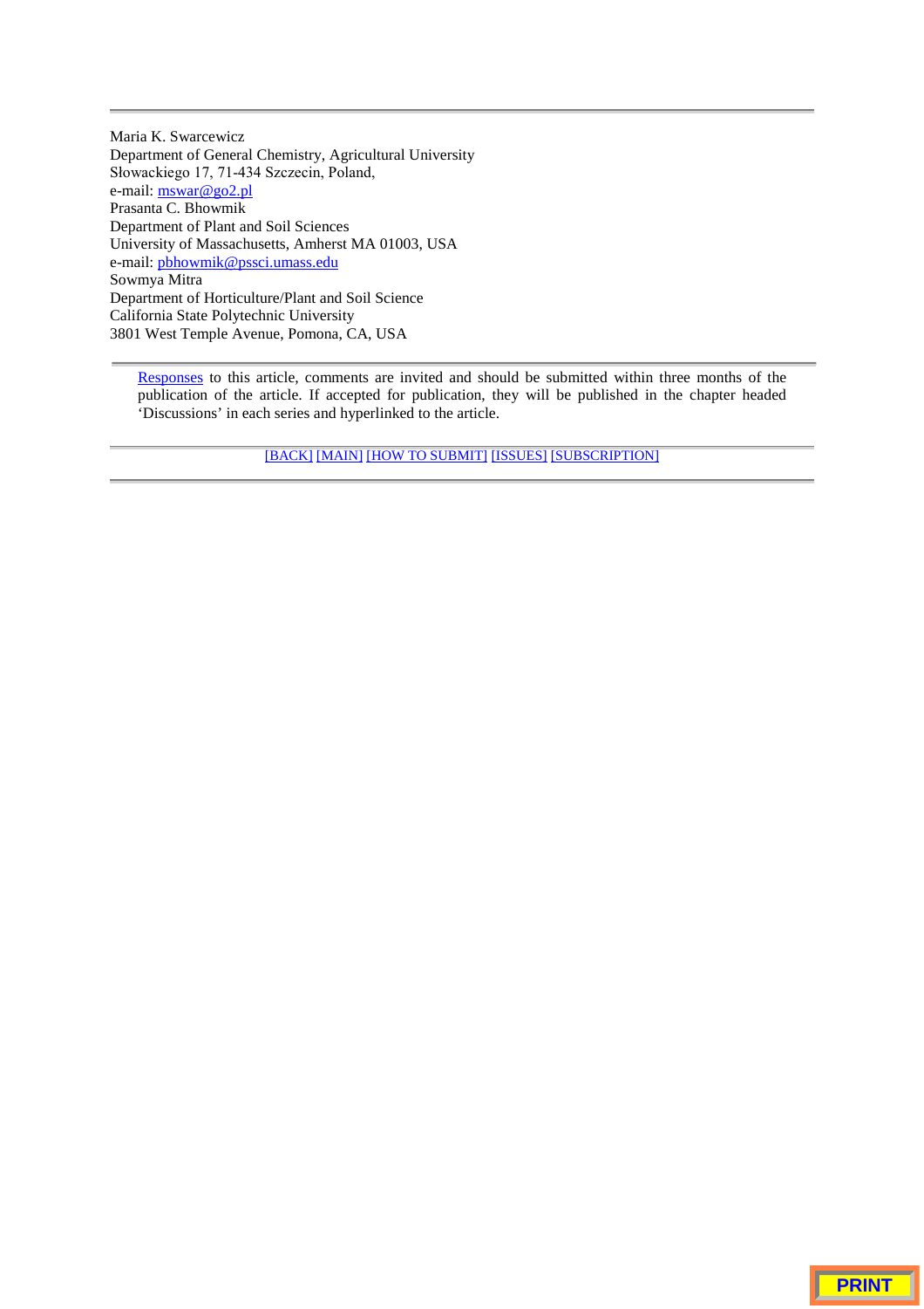Maria K. Swarcewicz
Department of General Chemistry, Agricultural University
Słowackiego 17, 71-434 Szczecin, Poland,
e-mail: mswar@go2.pl
Prasanta C. Bhowmik
Department of Plant and Soil Sciences
University of Massachusetts, Amherst MA 01003, USA
e-mail: pbhowmik@pssci.umass.edu
Sowmya Mitra
Department of Horticulture/Plant and Soil Science
California State Polytechnic University
3801 West Temple Avenue, Pomona, CA, USA

---

Responses to this article, comments are invited and should be submitted within three months of the publication of the article. If accepted for publication, they will be published in the chapter headed 'Discussions' in each series and hyperlinked to the article.

---

[BACK] [MAIN] [HOW TO SUBMIT] [ISSUES] [SUBSCRIPTION]

---

PRINT